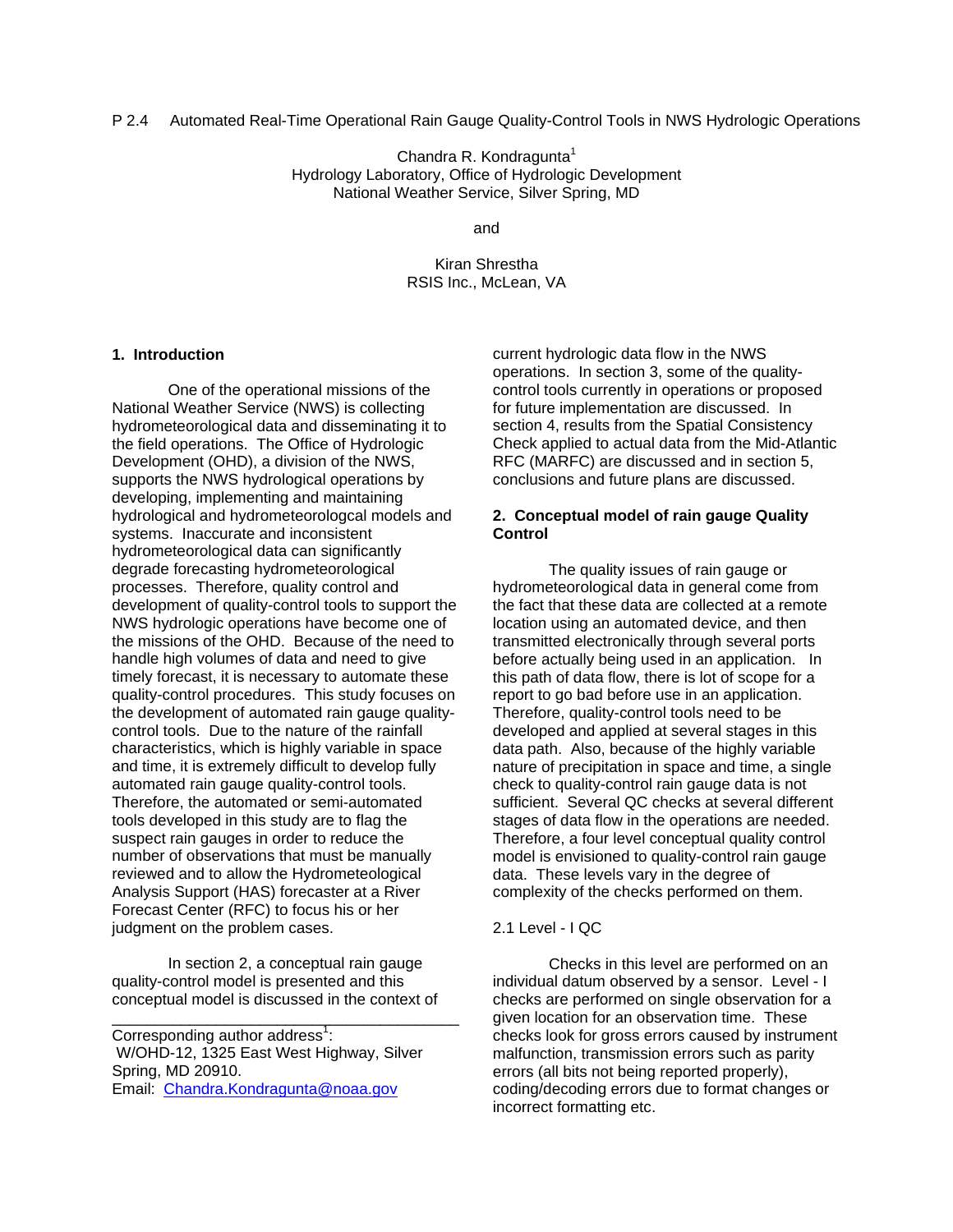# P 2.4 Automated Real-Time Operational Rain Gauge Quality-Control Tools in NWS Hydrologic Operations

Chandra R. Kondragunta[1]
Hydrology Laboratory, Office of Hydrologic Development
National Weather Service, Silver Spring, MD

and

Kiran Shrestha
RSIS Inc., McLean, VA

## 1. Introduction

One of the operational missions of the National Weather Service (NWS) is collecting hydrometeorological data and disseminating it to the field operations. The Office of Hydrologic Development (OHD), a division of the NWS, supports the NWS hydrological operations by developing, implementing and maintaining hydrological and hydrometeorologcal models and systems. Inaccurate and inconsistent hydrometeorological data can significantly degrade forecasting hydrometeorological processes. Therefore, quality control and development of quality-control tools to support the NWS hydrologic operations have become one of the missions of the OHD. Because of the need to handle high volumes of data and need to give timely forecast, it is necessary to automate these quality-control procedures. This study focuses on the development of automated rain gauge quality-control tools. Due to the nature of the rainfall characteristics, which is highly variable in space and time, it is extremely difficult to develop fully automated rain gauge quality-control tools. Therefore, the automated or semi-automated tools developed in this study are to flag the suspect rain gauges in order to reduce the number of observations that must be manually reviewed and to allow the Hydrometeolgical Analysis Support (HAS) forecaster at a River Forecast Center (RFC) to focus his or her judgment on the problem cases.

In section 2, a conceptual rain gauge quality-control model is presented and this conceptual model is discussed in the context of current hydrologic data flow in the NWS operations. In section 3, some of the quality-control tools currently in operations or proposed for future implementation are discussed. In section 4, results from the Spatial Consistency Check applied to actual data from the Mid-Atlantic RFC (MARFC) are discussed and in section 5, conclusions and future plans are discussed.

## 2. Conceptual model of rain gauge Quality Control

The quality issues of rain gauge or hydrometeorological data in general come from the fact that these data are collected at a remote location using an automated device, and then transmitted electronically through several ports before actually being used in an application. In this path of data flow, there is lot of scope for a report to go bad before use in an application. Therefore, quality-control tools need to be developed and applied at several stages in this data path. Also, because of the highly variable nature of precipitation in space and time, a single check to quality-control rain gauge data is not sufficient. Several QC checks at several different stages of data flow in the operations are needed. Therefore, a four level conceptual quality control model is envisioned to quality-control rain gauge data. These levels vary in the degree of complexity of the checks performed on them.

### 2.1 Level - I QC

Checks in this level are performed on an individual datum observed by a sensor. Level - I checks are performed on single observation for a given location for an observation time. These checks look for gross errors caused by instrument malfunction, transmission errors such as parity errors (all bits not being reported properly), coding/decoding errors due to format changes or incorrect formatting etc.

---

Corresponding author address[1]:
W/OHD-12, 1325 East West Highway, Silver Spring, MD 20910.
Email: Chandra.Kondragunta@noaa.gov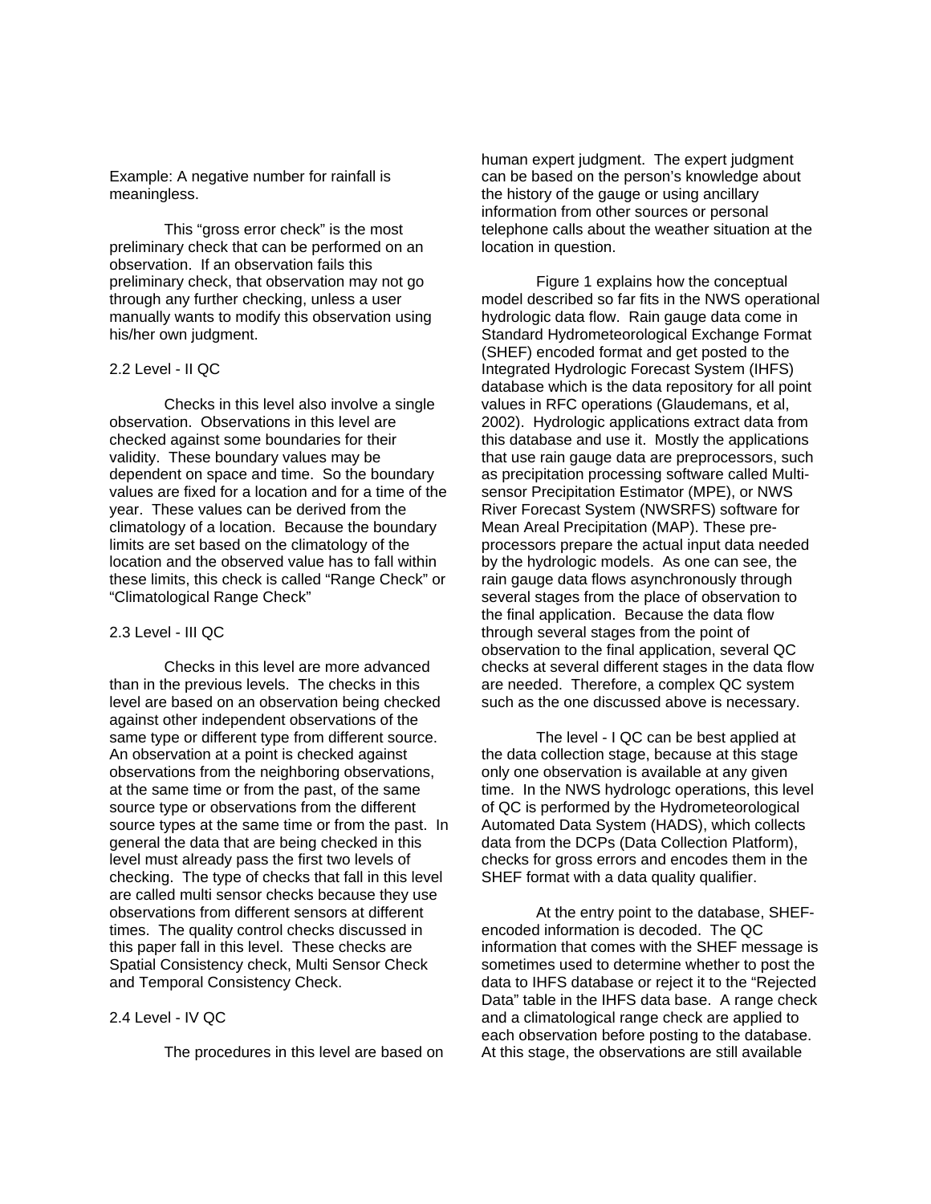Example: A negative number for rainfall is meaningless.

This “gross error check” is the most preliminary check that can be performed on an observation. If an observation fails this preliminary check, that observation may not go through any further checking, unless a user manually wants to modify this observation using his/her own judgment.

## 2.2 Level - II QC

Checks in this level also involve a single observation. Observations in this level are checked against some boundaries for their validity. These boundary values may be dependent on space and time. So the boundary values are fixed for a location and for a time of the year. These values can be derived from the climatology of a location. Because the boundary limits are set based on the climatology of the location and the observed value has to fall within these limits, this check is called “Range Check” or “Climatological Range Check”

## 2.3 Level - III QC

Checks in this level are more advanced than in the previous levels. The checks in this level are based on an observation being checked against other independent observations of the same type or different type from different source. An observation at a point is checked against observations from the neighboring observations, at the same time or from the past, of the same source type or observations from the different source types at the same time or from the past. In general the data that are being checked in this level must already pass the first two levels of checking. The type of checks that fall in this level are called multi sensor checks because they use observations from different sensors at different times. The quality control checks discussed in this paper fall in this level. These checks are Spatial Consistency check, Multi Sensor Check and Temporal Consistency Check.

## 2.4 Level - IV QC

The procedures in this level are based on human expert judgment. The expert judgment can be based on the person’s knowledge about the history of the gauge or using ancillary information from other sources or personal telephone calls about the weather situation at the location in question.

Figure 1 explains how the conceptual model described so far fits in the NWS operational hydrologic data flow. Rain gauge data come in Standard Hydrometeorological Exchange Format (SHEF) encoded format and get posted to the Integrated Hydrologic Forecast System (IHFS) database which is the data repository for all point values in RFC operations (Glaudemans, et al, 2002). Hydrologic applications extract data from this database and use it. Mostly the applications that use rain gauge data are preprocessors, such as precipitation processing software called Multi-sensor Precipitation Estimator (MPE), or NWS River Forecast System (NWSRFS) software for Mean Areal Precipitation (MAP). These pre-processors prepare the actual input data needed by the hydrologic models. As one can see, the rain gauge data flows asynchronously through several stages from the place of observation to the final application. Because the data flow through several stages from the point of observation to the final application, several QC checks at several different stages in the data flow are needed. Therefore, a complex QC system such as the one discussed above is necessary.

The level - I QC can be best applied at the data collection stage, because at this stage only one observation is available at any given time. In the NWS hydrologc operations, this level of QC is performed by the Hydrometeorological Automated Data System (HADS), which collects data from the DCPs (Data Collection Platform), checks for gross errors and encodes them in the SHEF format with a data quality qualifier.

At the entry point to the database, SHEF-encoded information is decoded. The QC information that comes with the SHEF message is sometimes used to determine whether to post the data to IHFS database or reject it to the “Rejected Data” table in the IHFS data base. A range check and a climatological range check are applied to each observation before posting to the database. At this stage, the observations are still available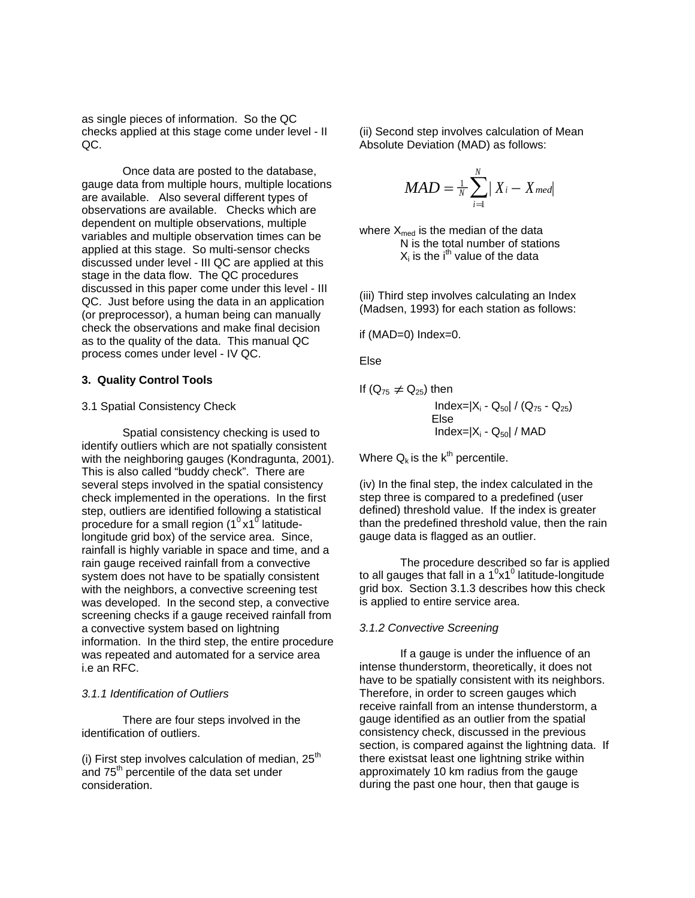as single pieces of information. So the QC checks applied at this stage come under level - II QC.

Once data are posted to the database, gauge data from multiple hours, multiple locations are available. Also several different types of observations are available. Checks which are dependent on multiple observations, multiple variables and multiple observation times can be applied at this stage. So multi-sensor checks discussed under level - III QC are applied at this stage in the data flow. The QC procedures discussed in this paper come under this level - III QC. Just before using the data in an application (or preprocessor), a human being can manually check the observations and make final decision as to the quality of the data. This manual QC process comes under level - IV QC.

### 3. Quality Control Tools

#### 3.1 Spatial Consistency Check

Spatial consistency checking is used to identify outliers which are not spatially consistent with the neighboring gauges (Kondragunta, 2001). This is also called "buddy check". There are several steps involved in the spatial consistency check implemented in the operations. In the first step, outliers are identified following a statistical procedure for a small region ($1^0$x$1^0$ latitude-longitude grid box) of the service area. Since, rainfall is highly variable in space and time, and a rain gauge received rainfall from a convective system does not have to be spatially consistent with the neighbors, a convective screening test was developed. In the second step, a convective screening checks if a gauge received rainfall from a convective system based on lightning information. In the third step, the entire procedure was repeated and automated for a service area i.e an RFC.

*3.1.1 Identification of Outliers*

There are four steps involved in the identification of outliers.

(i) First step involves calculation of median, 25$^{th}$ and 75$^{th}$ percentile of the data set under consideration.

(ii) Second step involves calculation of Mean Absolute Deviation (MAD) as follows:

$$MAD = \frac{1}{N}\sum_{i=1}^{N} | X_i - X_{med} |$$

where $X_{med}$ is the median of the data
N is the total number of stations
$X_i$ is the i$^{th}$ value of the data

(iii) Third step involves calculating an Index (Madsen, 1993) for each station as follows:

if (MAD=0) Index=0.

Else

If ($Q_{75} \neq Q_{25}$) then
Index=$|X_i - Q_{50}| / (Q_{75} - Q_{25})$
Else
Index=$|X_i - Q_{50}|$ / MAD

Where $Q_k$ is the k$^{th}$ percentile.

(iv) In the final step, the index calculated in the step three is compared to a predefined (user defined) threshold value. If the index is greater than the predefined threshold value, then the rain gauge data is flagged as an outlier.

The procedure described so far is applied to all gauges that fall in a $1^0$x$1^0$ latitude-longitude grid box. Section 3.1.3 describes how this check is applied to entire service area.

*3.1.2 Convective Screening*

If a gauge is under the influence of an intense thunderstorm, theoretically, it does not have to be spatially consistent with its neighbors. Therefore, in order to screen gauges which receive rainfall from an intense thunderstorm, a gauge identified as an outlier from the spatial consistency check, discussed in the previous section, is compared against the lightning data. If there existsat least one lightning strike within approximately 10 km radius from the gauge during the past one hour, then that gauge is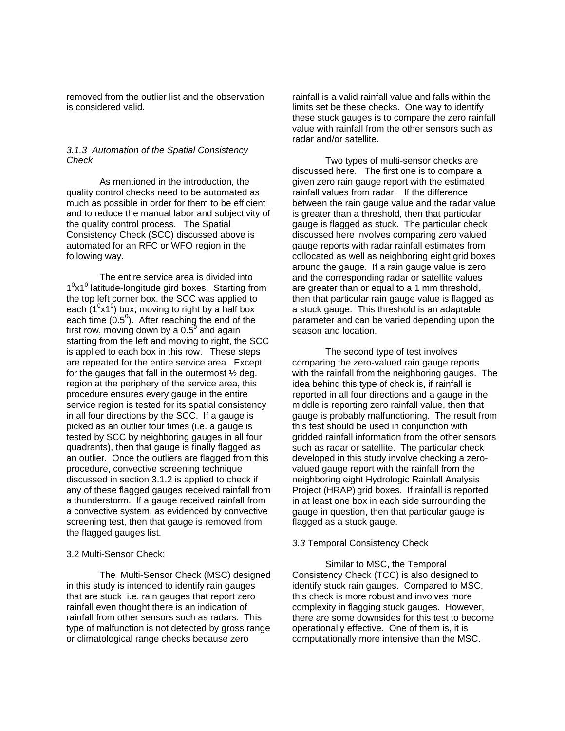removed from the outlier list and the observation is considered valid.

### *3.1.3 Automation of the Spatial Consistency Check*

As mentioned in the introduction, the quality control checks need to be automated as much as possible in order for them to be efficient and to reduce the manual labor and subjectivity of the quality control process. The Spatial Consistency Check (SCC) discussed above is automated for an RFC or WFO region in the following way.

The entire service area is divided into $1^0 x 1^0$ latitude-longitude gird boxes. Starting from the top left corner box, the SCC was applied to each ($1^0 x 1^0$) box, moving to right by a half box each time ($0.5^0$). After reaching the end of the first row, moving down by a $0.5^0$ and again starting from the left and moving to right, the SCC is applied to each box in this row. These steps are repeated for the entire service area. Except for the gauges that fall in the outermost ½ deg. region at the periphery of the service area, this procedure ensures every gauge in the entire service region is tested for its spatial consistency in all four directions by the SCC. If a gauge is picked as an outlier four times (i.e. a gauge is tested by SCC by neighboring gauges in all four quadrants), then that gauge is finally flagged as an outlier. Once the outliers are flagged from this procedure, convective screening technique discussed in section 3.1.2 is applied to check if any of these flagged gauges received rainfall from a thunderstorm. If a gauge received rainfall from a convective system, as evidenced by convective screening test, then that gauge is removed from the flagged gauges list.

### 3.2 Multi-Sensor Check:

The Multi-Sensor Check (MSC) designed in this study is intended to identify rain gauges that are stuck i.e. rain gauges that report zero rainfall even thought there is an indication of rainfall from other sensors such as radars. This type of malfunction is not detected by gross range or climatological range checks because zero rainfall is a valid rainfall value and falls within the limits set be these checks. One way to identify these stuck gauges is to compare the zero rainfall value with rainfall from the other sensors such as radar and/or satellite.

Two types of multi-sensor checks are discussed here. The first one is to compare a given zero rain gauge report with the estimated rainfall values from radar. If the difference between the rain gauge value and the radar value is greater than a threshold, then that particular gauge is flagged as stuck. The particular check discussed here involves comparing zero valued gauge reports with radar rainfall estimates from collocated as well as neighboring eight grid boxes around the gauge. If a rain gauge value is zero and the corresponding radar or satellite values are greater than or equal to a 1 mm threshold, then that particular rain gauge value is flagged as a stuck gauge. This threshold is an adaptable parameter and can be varied depending upon the season and location.

The second type of test involves comparing the zero-valued rain gauge reports with the rainfall from the neighboring gauges. The idea behind this type of check is, if rainfall is reported in all four directions and a gauge in the middle is reporting zero rainfall value, then that gauge is probably malfunctioning. The result from this test should be used in conjunction with gridded rainfall information from the other sensors such as radar or satellite. The particular check developed in this study involve checking a zero-valued gauge report with the rainfall from the neighboring eight Hydrologic Rainfall Analysis Project (HRAP) grid boxes. If rainfall is reported in at least one box in each side surrounding the gauge in question, then that particular gauge is flagged as a stuck gauge.

### *3.3* Temporal Consistency Check

Similar to MSC, the Temporal Consistency Check (TCC) is also designed to identify stuck rain gauges. Compared to MSC, this check is more robust and involves more complexity in flagging stuck gauges. However, there are some downsides for this test to become operationally effective. One of them is, it is computationally more intensive than the MSC.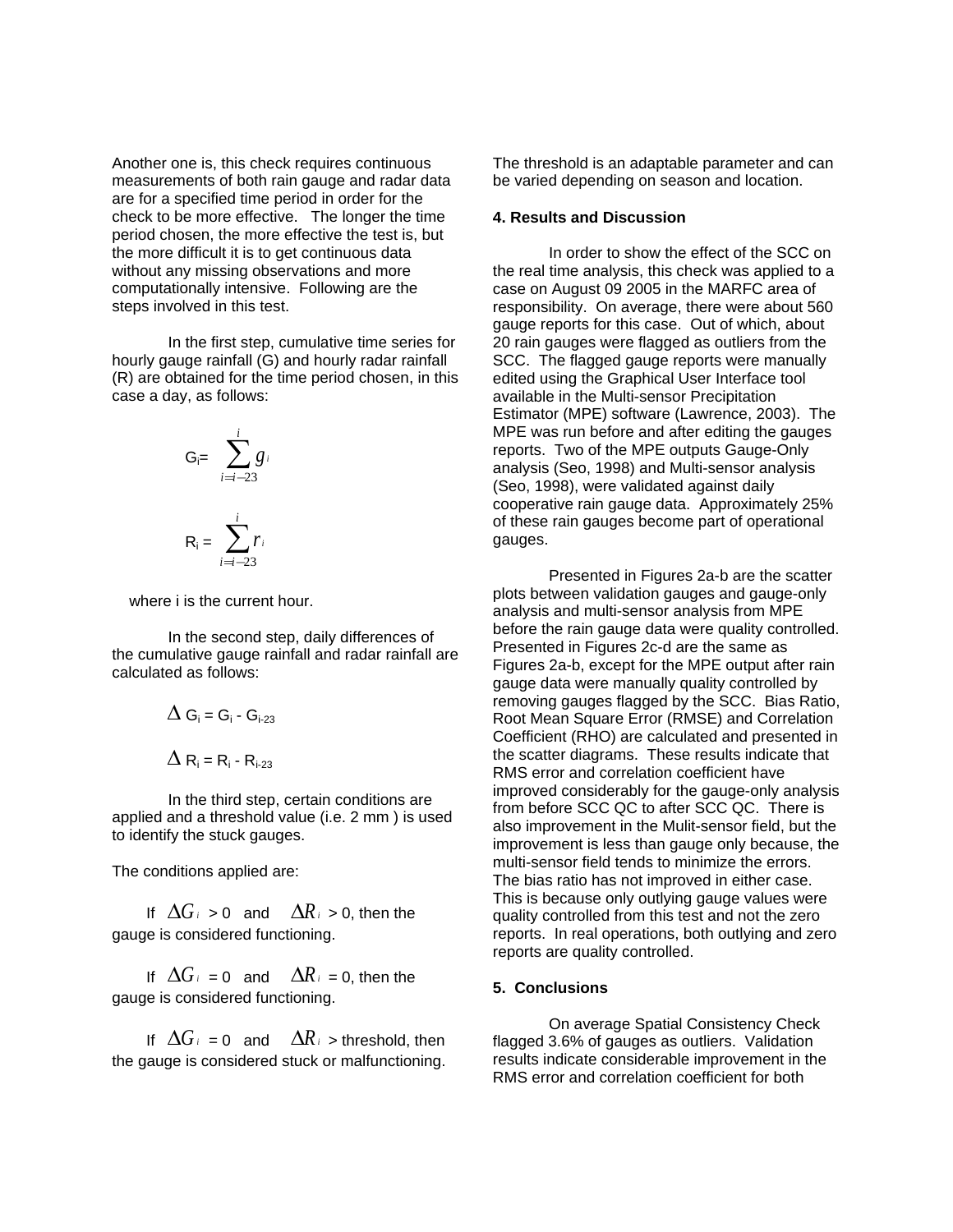Another one is, this check requires continuous measurements of both rain gauge and radar data are for a specified time period in order for the check to be more effective. The longer the time period chosen, the more effective the test is, but the more difficult it is to get continuous data without any missing observations and more computationally intensive. Following are the steps involved in this test.

In the first step, cumulative time series for hourly gauge rainfall (G) and hourly radar rainfall (R) are obtained for the time period chosen, in this case a day, as follows:

$$G_i = \sum_{i=i-23}^{i} g_i$$

$$R_i = \sum_{i=i-23}^{i} r_i$$

where i is the current hour.

In the second step, daily differences of the cumulative gauge rainfall and radar rainfall are calculated as follows:

$$\Delta G_i = G_i - G_{i-23}$$

$$\Delta R_i = R_i - R_{i-23}$$

In the third step, certain conditions are applied and a threshold value (i.e. 2 mm ) is used to identify the stuck gauges.

The conditions applied are:

If $\Delta G_i > 0$ and $\Delta R_i > 0$, then the gauge is considered functioning.

If $\Delta G_i = 0$ and $\Delta R_i = 0$, then the gauge is considered functioning.

If $\Delta G_i = 0$ and $\Delta R_i >$ threshold, then the gauge is considered stuck or malfunctioning.

The threshold is an adaptable parameter and can be varied depending on season and location.

## 4. Results and Discussion

In order to show the effect of the SCC on the real time analysis, this check was applied to a case on August 09 2005 in the MARFC area of responsibility. On average, there were about 560 gauge reports for this case. Out of which, about 20 rain gauges were flagged as outliers from the SCC. The flagged gauge reports were manually edited using the Graphical User Interface tool available in the Multi-sensor Precipitation Estimator (MPE) software (Lawrence, 2003). The MPE was run before and after editing the gauges reports. Two of the MPE outputs Gauge-Only analysis (Seo, 1998) and Multi-sensor analysis (Seo, 1998), were validated against daily cooperative rain gauge data. Approximately 25% of these rain gauges become part of operational gauges.

Presented in Figures 2a-b are the scatter plots between validation gauges and gauge-only analysis and multi-sensor analysis from MPE before the rain gauge data were quality controlled. Presented in Figures 2c-d are the same as Figures 2a-b, except for the MPE output after rain gauge data were manually quality controlled by removing gauges flagged by the SCC. Bias Ratio, Root Mean Square Error (RMSE) and Correlation Coefficient (RHO) are calculated and presented in the scatter diagrams. These results indicate that RMS error and correlation coefficient have improved considerably for the gauge-only analysis from before SCC QC to after SCC QC. There is also improvement in the Mulit-sensor field, but the improvement is less than gauge only because, the multi-sensor field tends to minimize the errors. The bias ratio has not improved in either case. This is because only outlying gauge values were quality controlled from this test and not the zero reports. In real operations, both outlying and zero reports are quality controlled.

## 5. Conclusions

On average Spatial Consistency Check flagged 3.6% of gauges as outliers. Validation results indicate considerable improvement in the RMS error and correlation coefficient for both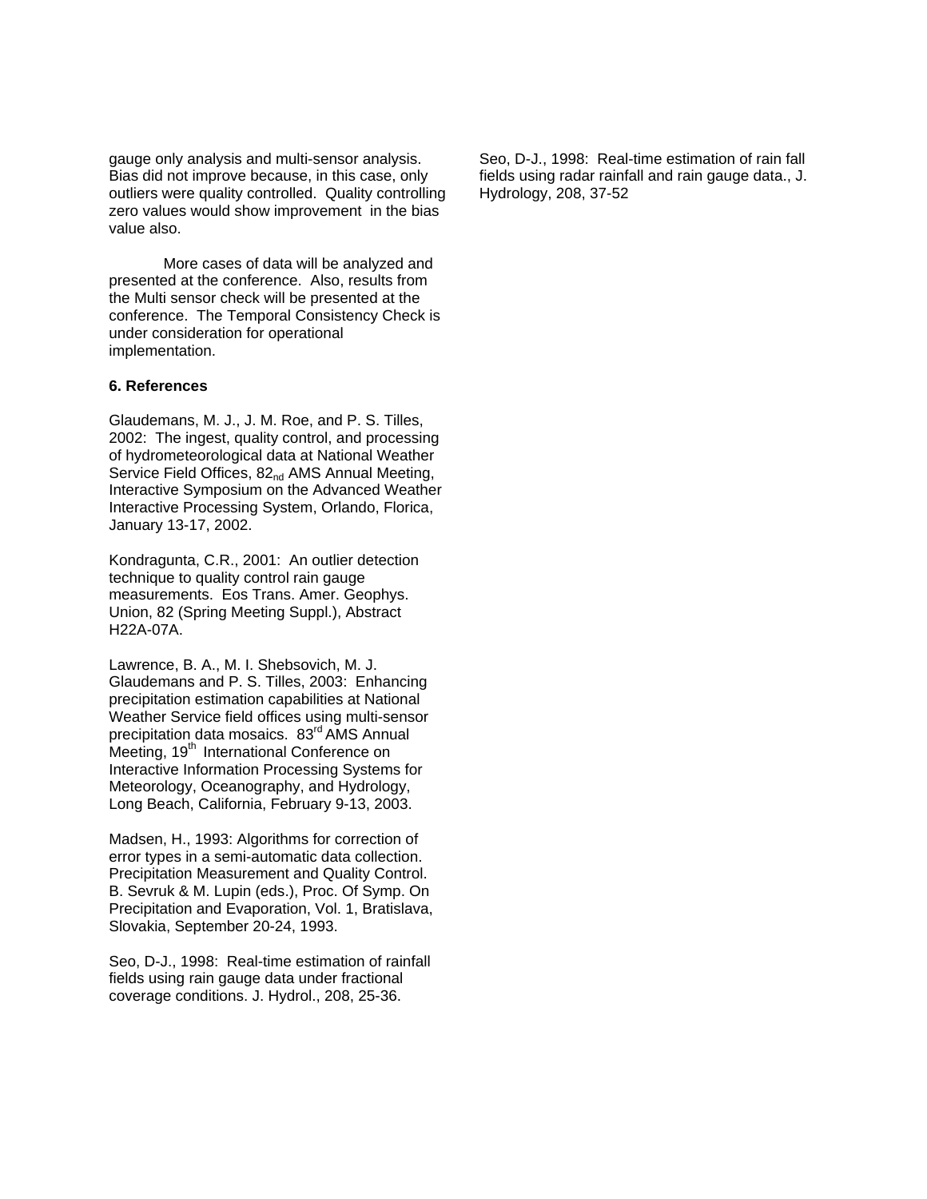gauge only analysis and multi-sensor analysis. Bias did not improve because, in this case, only outliers were quality controlled. Quality controlling zero values would show improvement in the bias value also.

More cases of data will be analyzed and presented at the conference. Also, results from the Multi sensor check will be presented at the conference. The Temporal Consistency Check is under consideration for operational implementation.

**6. References**

Glaudemans, M. J., J. M. Roe, and P. S. Tilles, 2002: The ingest, quality control, and processing of hydrometeorological data at National Weather Service Field Offices, 82nd AMS Annual Meeting, Interactive Symposium on the Advanced Weather Interactive Processing System, Orlando, Florica, January 13-17, 2002.

Kondragunta, C.R., 2001: An outlier detection technique to quality control rain gauge measurements. Eos Trans. Amer. Geophys. Union, 82 (Spring Meeting Suppl.), Abstract H22A-07A.

Lawrence, B. A., M. I. Shebsovich, M. J. Glaudemans and P. S. Tilles, 2003: Enhancing precipitation estimation capabilities at National Weather Service field offices using multi-sensor precipitation data mosaics. 83rd AMS Annual Meeting, 19th International Conference on Interactive Information Processing Systems for Meteorology, Oceanography, and Hydrology, Long Beach, California, February 9-13, 2003.

Madsen, H., 1993: Algorithms for correction of error types in a semi-automatic data collection. Precipitation Measurement and Quality Control. B. Sevruk & M. Lupin (eds.), Proc. Of Symp. On Precipitation and Evaporation, Vol. 1, Bratislava, Slovakia, September 20-24, 1993.

Seo, D-J., 1998: Real-time estimation of rainfall fields using rain gauge data under fractional coverage conditions. J. Hydrol., 208, 25-36.

Seo, D-J., 1998: Real-time estimation of rain fall fields using radar rainfall and rain gauge data., J. Hydrology, 208, 37-52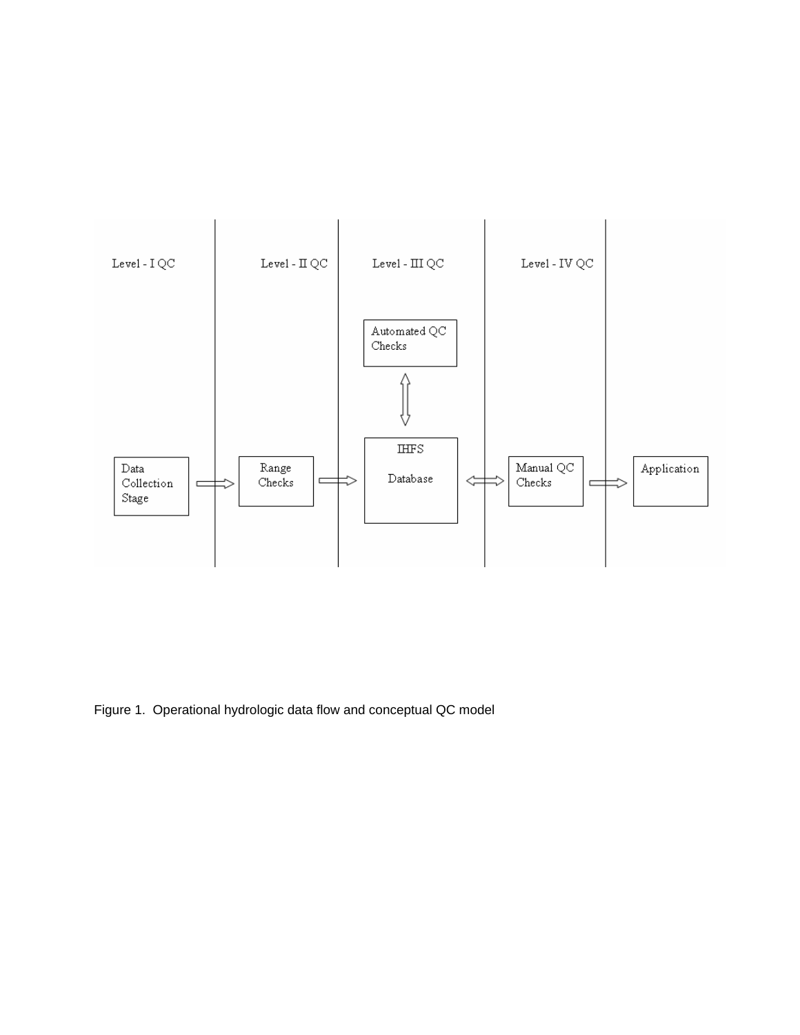Figure 1.  Operational hydrologic data flow and conceptual QC model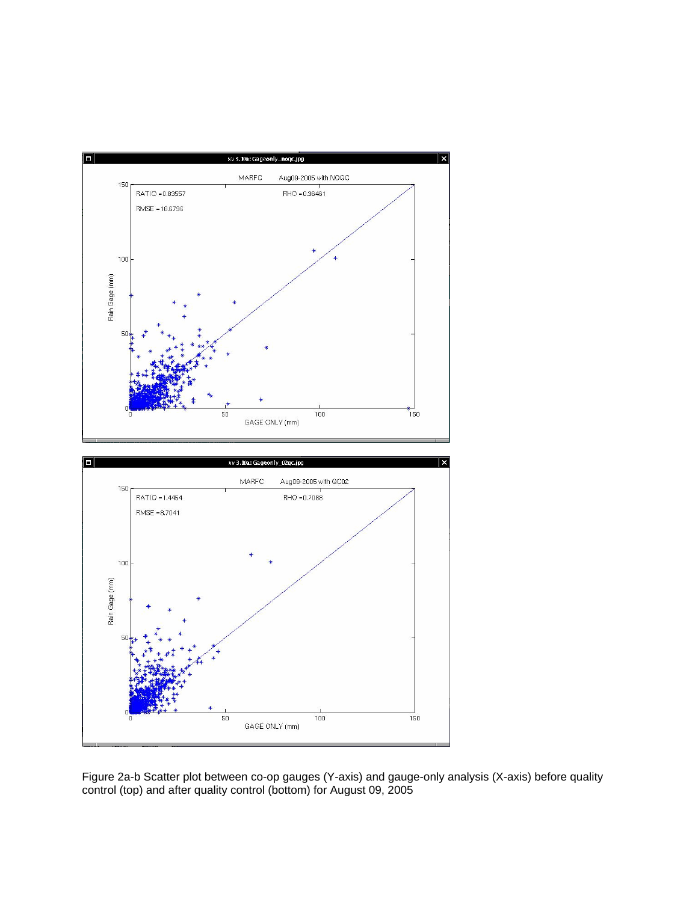Figure 2a-b Scatter plot between co-op gauges (Y-axis) and gauge-only analysis (X-axis) before quality control (top) and after quality control (bottom) for August 09, 2005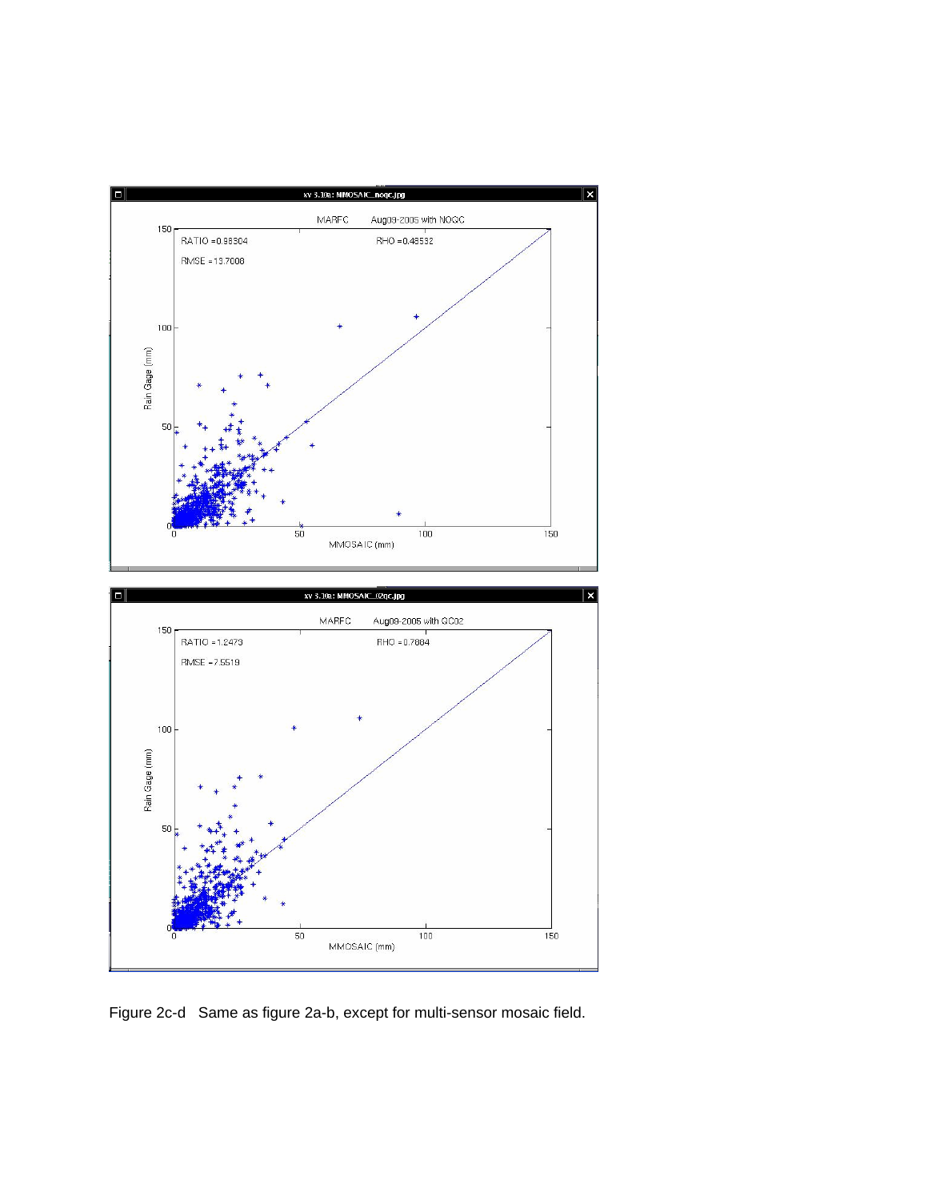xv 3.10a: MMOSAIC_noqc.jpg

MARFC Aug09-2005 with NOQC

RATIO =0.98304

RHO =0.48532

RMSE =13.7008

Rain Gage (mm)

MMOSAIC (mm)

0

50

100

150

xv 3.10a: MMOSAIC_02qc.jpg

MARFC Aug09-2005 with QC02

RATIO =1.2473

RHO =0.7884

RMSE =7.5519

Rain Gage (mm)

MMOSAIC (mm)

0

50

100

150

Figure 2c-d Same as figure 2a-b, except for multi-sensor mosaic field.